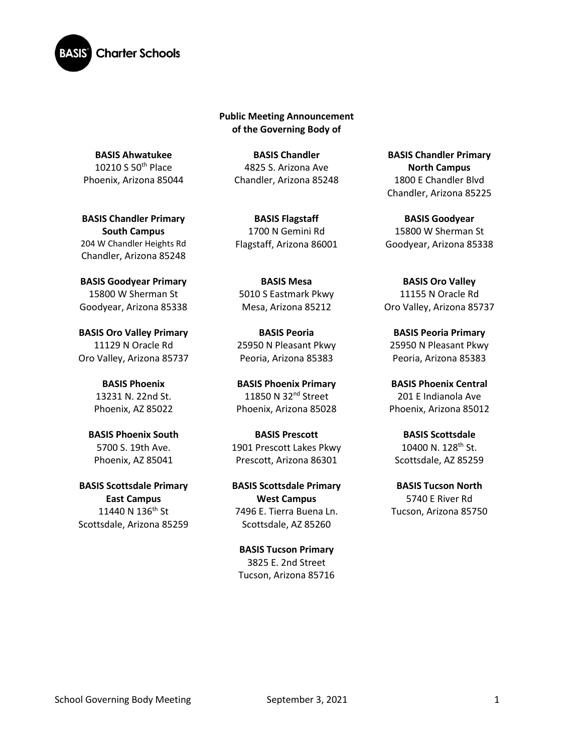BASIS Charter Schools

**Public Meeting Announcement of the Governing Body of**

**BASIS Ahwatukee**
10210 S 50th Place
Phoenix, Arizona 85044

**BASIS Chandler**
4825 S. Arizona Ave
Chandler, Arizona 85248

**BASIS Chandler Primary North Campus**
1800 E Chandler Blvd
Chandler, Arizona 85225

**BASIS Chandler Primary South Campus**
204 W Chandler Heights Rd
Chandler, Arizona 85248

**BASIS Flagstaff**
1700 N Gemini Rd
Flagstaff, Arizona 86001

**BASIS Goodyear**
15800 W Sherman St
Goodyear, Arizona 85338

**BASIS Goodyear Primary**
15800 W Sherman St
Goodyear, Arizona 85338

**BASIS Mesa**
5010 S Eastmark Pkwy
Mesa, Arizona 85212

**BASIS Oro Valley**
11155 N Oracle Rd
Oro Valley, Arizona 85737

**BASIS Oro Valley Primary**
11129 N Oracle Rd
Oro Valley, Arizona 85737

**BASIS Peoria**
25950 N Pleasant Pkwy
Peoria, Arizona 85383

**BASIS Peoria Primary**
25950 N Pleasant Pkwy
Peoria, Arizona 85383

**BASIS Phoenix**
13231 N. 22nd St.
Phoenix, AZ 85022

**BASIS Phoenix Primary**
11850 N 32nd Street
Phoenix, Arizona 85028

**BASIS Phoenix Central**
201 E Indianola Ave
Phoenix, Arizona 85012

**BASIS Phoenix South**
5700 S. 19th Ave.
Phoenix, AZ 85041

**BASIS Prescott**
1901 Prescott Lakes Pkwy
Prescott, Arizona 86301

**BASIS Scottsdale**
10400 N. 128th St.
Scottsdale, AZ 85259

**BASIS Scottsdale Primary East Campus**
11440 N 136th St
Scottsdale, Arizona 85259

**BASIS Scottsdale Primary West Campus**
7496 E. Tierra Buena Ln.
Scottsdale, AZ 85260

**BASIS Tucson North**
5740 E River Rd
Tucson, Arizona 85750

**BASIS Tucson Primary**
3825 E. 2nd Street
Tucson, Arizona 85716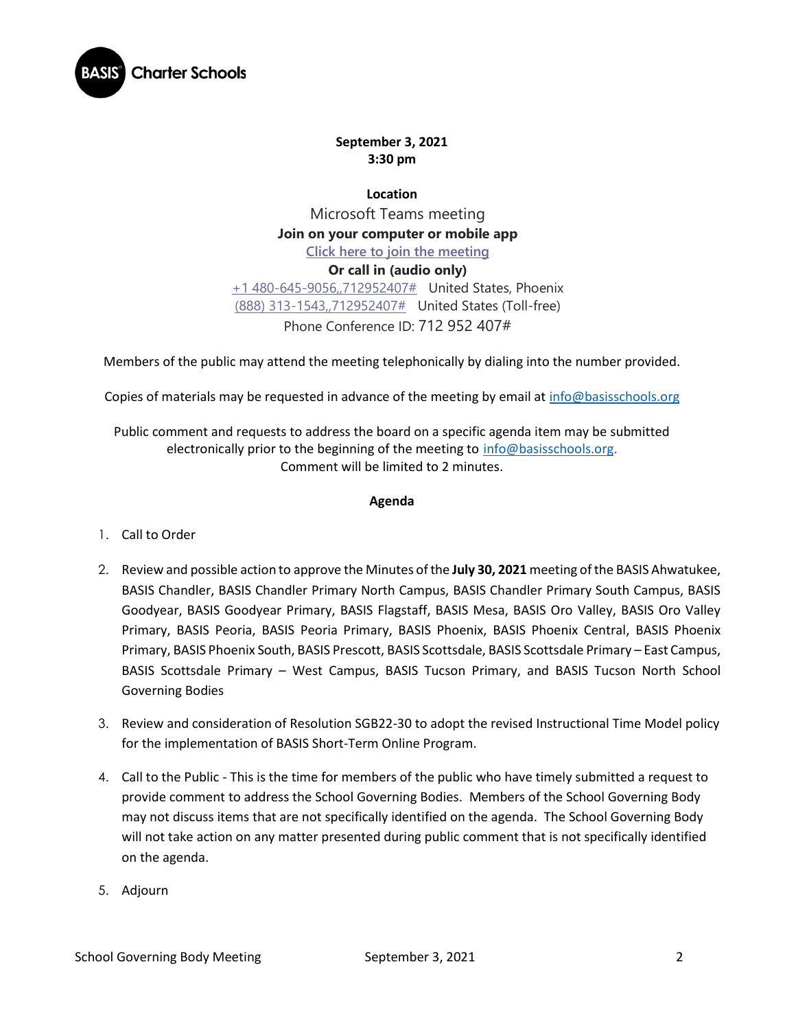**September 3, 2021**
**3:30 pm**

**Location**

Microsoft Teams meeting

**Join on your computer or mobile app**

[Click here to join the meeting](#)

**Or call in (audio only)**

+1 480-645-9056,,712952407# United States, Phoenix

(888) 313-1543,,712952407# United States (Toll-free)

Phone Conference ID: 712 952 407#

Members of the public may attend the meeting telephonically by dialing into the number provided.

Copies of materials may be requested in advance of the meeting by email at info@basisschools.org

Public comment and requests to address the board on a specific agenda item may be submitted electronically prior to the beginning of the meeting to info@basisschools.org. Comment will be limited to 2 minutes.

**Agenda**

1. Call to Order

2. Review and possible action to approve the Minutes of the **July 30, 2021** meeting of the BASIS Ahwatukee, BASIS Chandler, BASIS Chandler Primary North Campus, BASIS Chandler Primary South Campus, BASIS Goodyear, BASIS Goodyear Primary, BASIS Flagstaff, BASIS Mesa, BASIS Oro Valley, BASIS Oro Valley Primary, BASIS Peoria, BASIS Peoria Primary, BASIS Phoenix, BASIS Phoenix Central, BASIS Phoenix Primary, BASIS Phoenix South, BASIS Prescott, BASIS Scottsdale, BASIS Scottsdale Primary – East Campus, BASIS Scottsdale Primary – West Campus, BASIS Tucson Primary, and BASIS Tucson North School Governing Bodies

3. Review and consideration of Resolution SGB22-30 to adopt the revised Instructional Time Model policy for the implementation of BASIS Short-Term Online Program.

4. Call to the Public - This is the time for members of the public who have timely submitted a request to provide comment to address the School Governing Bodies. Members of the School Governing Body may not discuss items that are not specifically identified on the agenda. The School Governing Body will not take action on any matter presented during public comment that is not specifically identified on the agenda.

5. Adjourn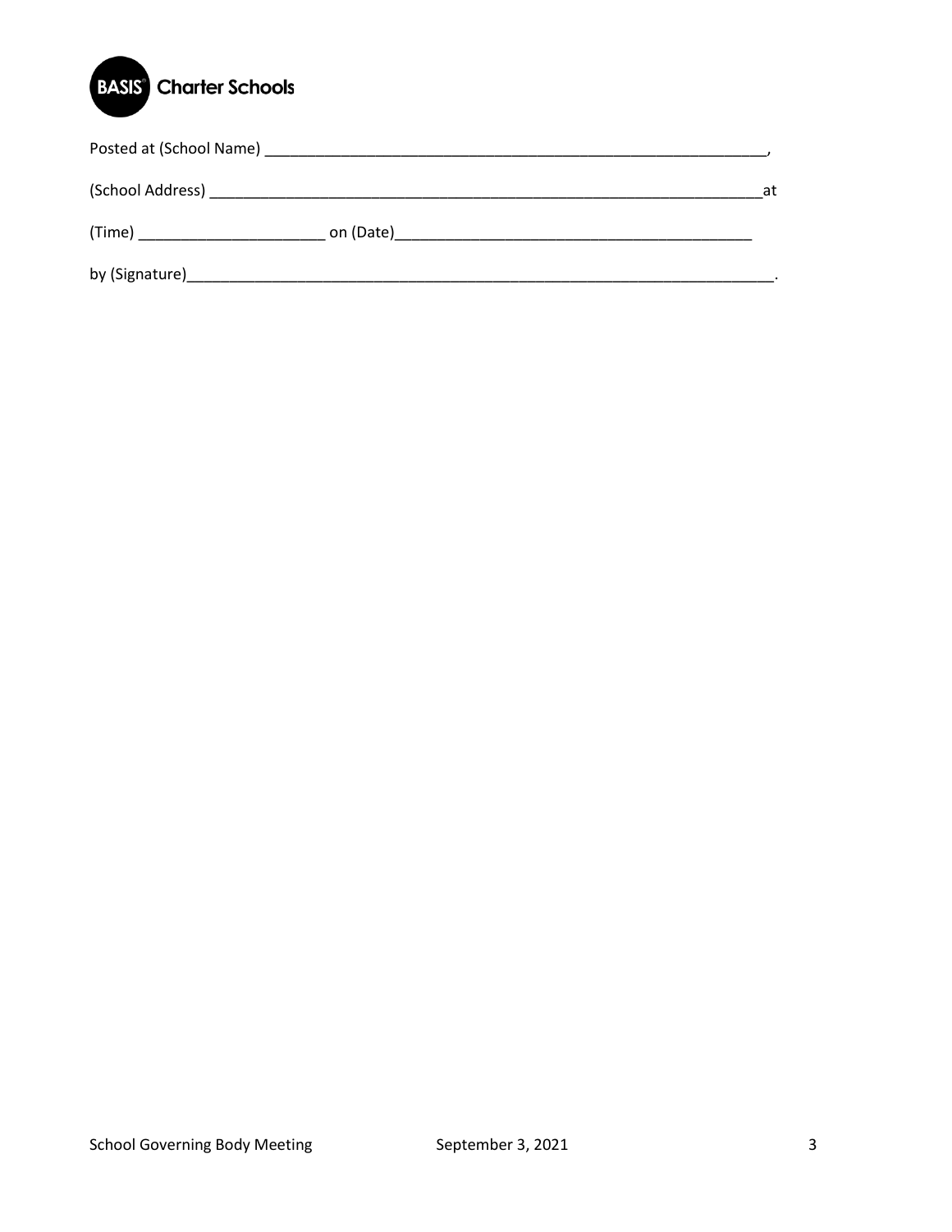Posted at (School Name) ____________________________________________________________,

(School Address) ____________________________________________________________________at

(Time) ______________________ on (Date)___________________________________________

by (Signature)__________________________________________________________________________.